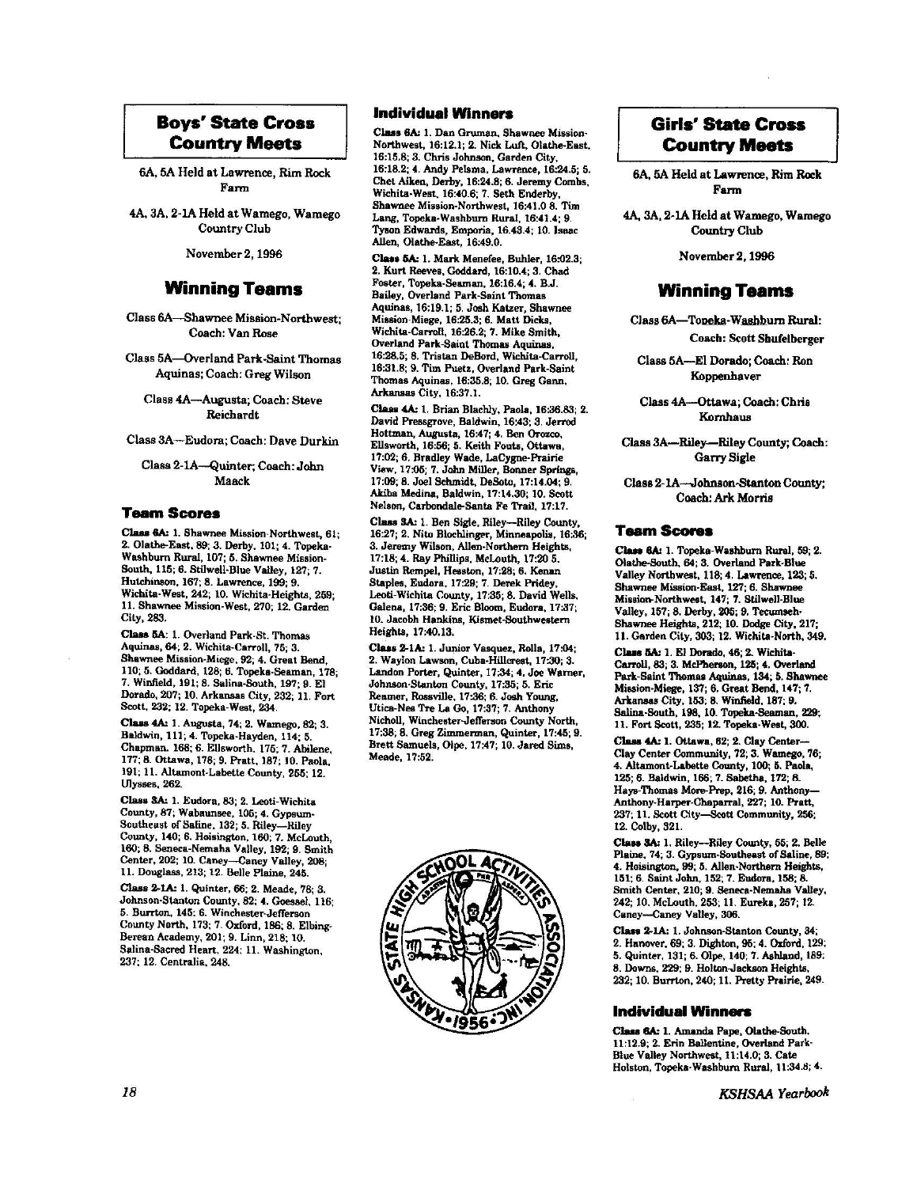## Boys' State Cross Country Meets

6A, 5A Held at Lawrence, Rim Rock Farm

4A, 3A, 2-1A Held at Wamego, Wamego Country Club

November 2, 1996

## Winning Teams

Class 6A—Shawnee Mission-Northwest; Coach: Van Rose

Class 5A—Overland Park-Saint Thomas Aquinas; Coach: Greg Wilson

Class 4A—Augusta; Coach: Steve Reichardt

Class 3A—Eudora; Coach: Dave Durkin

Class 2-1A—Quinter; Coach: John Maack

### Team Scores

**Class 6A:** 1. Shawnee Mission-Northwest, 61; 2. Olathe-East, 89; 3. Derby, 101; 4. Topeka-Washburn Rural, 107; 5. Shawnee Mission-South, 115; 6. Stilwell-Blue Valley, 127; 7. Hutchinson, 167; 8. Lawrence, 199; 9. Wichita-West, 242; 10. Wichita-Heights, 259; 11. Shawnee Mission-West, 270; 12. Garden City, 283.

**Class 5A:** 1. Overland Park-St. Thomas Aquinas, 64; 2. Wichita-Carroll, 75; 3. Shawnee Mission-Miege, 92; 4. Great Bend, 110; 5. Goddard, 128; 6. Topeka-Seaman, 178; 7. Winfield, 191; 8. Salina-South, 197; 9. El Dorado, 207; 10. Arkansas City, 232; 11. Fort Scott, 232; 12. Topeka-West, 234.

**Class 4A:** 1. Augusta, 74; 2. Wamego, 82; 3. Baldwin, 111; 4. Topeka-Hayden, 114; 5. Chapman, 168; 6. Ellsworth, 175; 7. Abilene, 177; 8. Ottawa, 178; 9. Pratt, 187; 10. Paola, 191; 11. Altamont-Labette County, 255; 12. Ulysses, 262.

**Class 3A:** 1. Eudora, 83; 2. Leoti-Wichita County, 87; Wabaunsee, 105; 4. Gypsum-Southeast of Saline, 132; 5. Riley—Riley County, 140; 6. Hoisington, 160; 7. McLouth, 160; 8. Seneca-Nemaha Valley, 192; 9. Smith Center, 202; 10. Caney—Caney Valley, 208; 11. Douglass, 213; 12. Belle Plaine, 245.

**Class 2-1A:** 1. Quinter, 66; 2. Meade, 78; 3. Johnson-Stanton County, 82; 4. Goessel, 116; 5. Burrton, 145; 6. Winchester-Jefferson County North, 173; 7. Oxford, 186; 8. Elbing-Berean Academy, 201; 9. Linn, 218; 10. Salina-Sacred Heart, 224; 11. Washington, 237; 12. Centralia, 248.

### Individual Winners

**Class 6A:** 1. Dan Gruman, Shawnee Mission-Northwest, 16:12.1; 2. Nick Luft, Olathe-East, 16:15.8; 3. Chris Johnson, Garden City, 16:18.2; 4. Andy Pelsma, Lawrence, 16:24.5; 5. Chet Aiken, Derby, 16:24.8; 6. Jeremy Combs, Wichita-West, 16:40.6; 7. Seth Enderby, Shawnee Mission-Northwest, 16:41.0 8. Tim Lang, Topeka-Washburn Rural, 16:41.4; 9. Tyson Edwards, Emporia, 16.43.4; 10. Isaac Allen, Olathe-East, 16:49.0.

**Class 5A:** 1. Mark Menefee, Buhler, 16:02.3; 2. Kurt Reeves, Goddard, 16:10.4; 3. Chad Foster, Topeka-Seaman, 16:16.4; 4. B.J. Bailey, Overland Park-Saint Thomas Aquinas, 16:19.1; 5. Josh Katzer, Shawnee Mission-Miege, 16:25.3; 6. Matt Dicks, Wichita-Carroll, 16:26.2; 7. Mike Smith, Overland Park-Saint Thomas Aquinas, 16:28.5; 8. Tristan DeBord, Wichita-Carroll, 16:31.8; 9. Tim Puetz, Overland Park-Saint Thomas Aquinas, 16:35.8; 10. Greg Gann, Arkansas City, 16:37.1.

**Class 4A:** 1. Brian Blachly, Paola, 16:36.83; 2. David Pressgrove, Baldwin, 16:43; 3. Jerrod Hottman, Augusta, 16:47; 4. Ben Orozco, Ellsworth, 16:56; 5. Keith Fouts, Ottawa, 17:02; 6. Bradley Wade, LaCygne-Prairie View, 17:05; 7. John Miller, Bonner Springs, 17:09; 8. Joel Schmidt, DeSoto, 17:14.04; 9. Akiba Medina, Baldwin, 17:14.30; 10. Scott Nelson, Carbondale-Santa Fe Trail, 17:17.

**Class 3A:** 1. Ben Sigle, Riley—Riley County, 16:27; 2. Nito Blochlinger, Minneapolis, 16:36; 3. Jeremy Wilson, Allen-Northern Heights, 17:18; 4. Ray Phillips, McLouth, 17:20 5. Justin Rempel, Hesston, 17:28; 6. Kenan Staples, Eudora, 17:29; 7. Derek Pridey, Leoti-Wichita County, 17:35; 8. David Wells, Galena, 17:36; 9. Eric Bloom, Eudora, 17:37; 10. Jacobh Hankins, Kismet-Southwestern Heights, 17:40.13.

**Class 2-1A:** 1. Junior Vasquez, Rolla, 17:04; 2. Waylon Lawson, Cuba-Hillcrest, 17:30; 3. Landon Porter, Quinter, 17:34; 4. Joe Warner, Johnson-Stanton County, 17:35; 5. Eric Reamer, Rossville, 17:36; 6. Josh Young, Utica-Nes Tre La Go, 17:37; 7. Anthony Nicholl, Winchester-Jefferson County North, 17:38; 8. Greg Zimmerman, Quinter, 17:45; 9. Brett Samuels, Olpe, 17:47; 10. Jared Sims, Meade, 17:52.

## Girls' State Cross Country Meets

6A, 5A Held at Lawrence, Rim Rock Farm

4A, 3A, 2-1A Held at Wamego, Wamego Country Club

November 2, 1996

## Winning Teams

Class 6A—Topeka-Washburn Rural: Coach: Scott Shufelberger

Class 5A—El Dorado; Coach: Ron Koppenhaver

Class 4A—Ottawa; Coach: Chris Kornhaus

Class 3A—Riley—Riley County; Coach: Garry Sigle

Class 2-1A—Johnson-Stanton County; Coach: Ark Morris

### Team Scores

**Class 6A:** 1. Topeka-Washburn Rural, 59; 2. Olathe-South, 64; 3. Overland Park-Blue Valley Northwest, 118; 4. Lawrence, 123; 5. Shawnee Mission-East, 127; 6. Shawnee Mission-Northwest, 147; 7. Stilwell-Blue Valley, 157; 8. Derby, 205; 9. Tecumseh-Shawnee Heights, 212; 10. Dodge City, 217; 11. Garden City, 303; 12. Wichita-North, 349.

**Class 5A:** 1. El Dorado, 46; 2. Wichita-Carroll, 83; 3. McPherson, 125; 4. Overland Park-Saint Thomas Aquinas, 134; 5. Shawnee Mission-Miege, 137; 6. Great Bend, 147; 7. Arkansas City, 153; 8. Winfield, 187; 9. Salina-South, 198, 10. Topeka-Seaman, 229; 11. Fort Scott, 235; 12. Topeka-West, 300.

**Class 4A:** 1. Ottawa, 62; 2. Clay Center—Clay Center Community, 72; 3. Wamego, 76; 4. Altamont-Labette County, 100; 5. Paola, 125; 6. Baldwin, 166; 7. Sabetha, 172; 8. Hays-Thomas More-Prep, 216; 9. Anthony—Anthony-Harper-Chaparral, 227; 10. Pratt, 237; 11. Scott City—Scott Community, 256; 12. Colby, 321.

**Class 3A:** 1. Riley—Riley County, 55; 2. Belle Plaine, 74; 3. Gypsum-Southeast of Saline, 89; 4. Hoisington, 99; 5. Allen-Northern Heights, 151; 6. Saint John, 152; 7. Eudora, 158; 8. Smith Center, 210; 9. Seneca-Nemaha Valley, 242; 10. McLouth, 253; 11. Eureka, 257; 12. Caney—Caney Valley, 306.

**Class 2-1A:** 1. Johnson-Stanton County, 34; 2. Hanover, 69; 3. Dighton, 95; 4. Oxford, 129; 5. Quinter, 131; 6. Olpe, 140; 7. Ashland, 189; 8. Downs, 229; 9. Holton-Jackson Heights, 232; 10. Burrton, 240; 11. Pretty Prairie, 249.

### Individual Winners

**Class 6A:** 1. Amanda Pape, Olathe-South, 11:12.9; 2. Erin Ballentine, Overland Park-Blue Valley Northwest, 11:14.0; 3. Cate Holston, Topeka-Washburn Rural, 11:34.8; 4.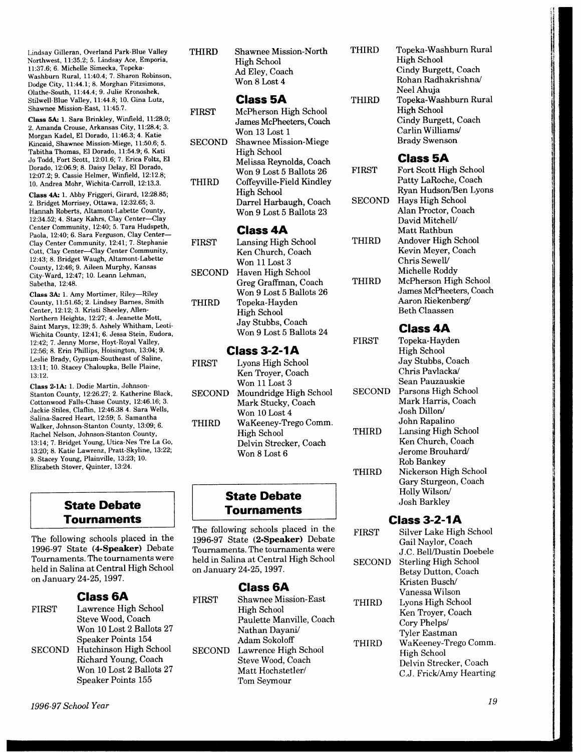Lindsay Gilleran, Overland Park-Blue Valley Northwest, 11:35.2; 5. Lindsay Ace, Emporia, 11:37.6; 6. Michelle Simecka, Topeka-Washburn Rural, 11:40.4; 7. Sharon Robinson, Dodge City, 11:44.1; 8. Morghan Fitzsimons, Olathe-South, 11:44.4; 9. Julie Kronoshek, Stilwell-Blue Valley, 11:44.8; 10. Gina Lutz, Shawnee Mission-East, 11:45.7.

**Class 5A:** 1. Sara Brinkley, Winfield, 11:28.0; 2. Amanda Crouse, Arkansas City, 11:28.4; 3. Morgan Kadel, El Dorado, 11:46.3; 4. Katie Kincaid, Shawnee Mission-Miege, 11:50.6; 5. Tabitha Thomas, El Dorado, 11:54.9; 6. Kati Jo Todd, Fort Scott, 12:01.6; 7. Erica Foltz, El Dorado, 12:06.9; 8. Daisy Delay, El Dorado, 12:07.2; 9. Cassie Helmer, Winfield, 12:12.8; 10. Andrea Mohr, Wichita-Carroll, 12:13.3.

**Class 4A:** 1. Abby Friggeri, Girard, 12:28.85; 2. Bridget Morrisey, Ottawa, 12:32.65; 3. Hannah Roberts, Altamont-Labette County, 12:34.52; 4. Stacy Kahrs, Clay Center—Clay Center Community, 12:40; 5. Tara Hudspeth, Paola, 12:40; 6. Sara Ferguson, Clay Center—Clay Center Community, 12:41; 7. Stephanie Cott, Clay Center—Clay Center Community, 12:43; 8. Bridget Waugh, Altamont-Labette County, 12:46; 9. Aileen Murphy, Kansas City-Ward, 12:47; 10. Leann Lehman, Sabetha, 12:48.

**Class 3A:** 1. Amy Mortimer, Riley—Riley County, 11:51.65; 2. Lindsey Barnes, Smith Center, 12:12; 3. Kristi Sheeley, Allen-Northern Heights, 12:27; 4. Jeanette Mott, Saint Marys, 12:39; 5. Ashely Whitham, Leoti-Wichita County, 12:41; 6. Jessa Stein, Eudora, 12:42; 7. Jenny Morse, Hoyt-Royal Valley, 12:56; 8. Erin Phillips, Hoisington, 13:04; 9. Leslie Brady, Gypsum-Southeast of Saline, 13:11; 10. Stacey Chaloupka, Belle Plaine, 13:12.

**Class 2-1A:** 1. Dodie Martin, Johnson-Stanton County, 12:26.27; 2. Katherine Black, Cottonwood Falls-Chase County, 12:46.16; 3. Jackie Stiles, Claflin, 12:46.38 4. Sara Wells, Salina-Sacred Heart, 12:59; 5. Samantha Walker, Johnson-Stanton County, 13:09; 6. Rachel Nelson, Johnson-Stanton County, 13:14; 7. Bridget Young, Utica-Nes Tre La Go, 13:20; 8. Katie Lawrenz, Pratt-Skyline, 13:22; 9. Stacey Young, Plainville, 13:23; 10. Elizabeth Stover, Quinter, 13:24.

## State Debate Tournaments

The following schools placed in the 1996-97 State **(4-Speaker)** Debate Tournaments. The tournaments were held in Salina at Central High School on January 24-25, 1997.

### Class 6A

FIRST — Lawrence High School
Steve Wood, Coach
Won 10 Lost 2 Ballots 27
Speaker Points 154

SECOND — Hutchinson High School
Richard Young, Coach
Won 10 Lost 2 Ballots 27
Speaker Points 155

THIRD — Shawnee Mission-North High School
Ad Eley, Coach
Won 8 Lost 4

### Class 5A

FIRST — McPherson High School
James McPheeters, Coach
Won 13 Lost 1

SECOND — Shawnee Mission-Miege High School
Melissa Reynolds, Coach
Won 9 Lost 5 Ballots 26

THIRD — Coffeyville-Field Kindley High School
Darrel Harbaugh, Coach
Won 9 Lost 5 Ballots 23

### Class 4A

FIRST — Lansing High School
Ken Church, Coach
Won 11 Lost 3

SECOND — Haven High School
Greg Graffman, Coach
Won 9 Lost 5 Ballots 26

THIRD — Topeka-Hayden High School
Jay Stubbs, Coach
Won 9 Lost 5 Ballots 24

### Class 3-2-1A

FIRST — Lyons High School
Ken Troyer, Coach
Won 11 Lost 3

SECOND — Moundridge High School
Mark Stucky, Coach
Won 10 Lost 4

THIRD — WaKeeney-Trego Comm. High School
Delvin Strecker, Coach
Won 8 Lost 6

## State Debate Tournaments

The following schools placed in the 1996-97 State **(2-Speaker)** Debate Tournaments. The tournaments were held in Salina at Central High School on January 24-25, 1997.

### Class 6A

FIRST — Shawnee Mission-East High School
Paulette Manville, Coach
Nathan Dayani/
Adam Sokoloff

SECOND — Lawrence High School
Steve Wood, Coach
Matt Hochstetler/
Tom Seymour

THIRD — Topeka-Washburn Rural High School
Cindy Burgett, Coach
Rohan Radhakrishna/
Neel Ahuja

THIRD — Topeka-Washburn Rural High School
Cindy Burgett, Coach
Carlin Williams/
Brady Swenson

### Class 5A

FIRST — Fort Scott High School
Patty LaRoche, Coach
Ryan Hudson/Ben Lyons

SECOND — Hays High School
Alan Proctor, Coach
David Mitchell/
Matt Rathbun

THIRD — Andover High School
Kevin Meyer, Coach
Chris Sewell/
Michelle Roddy

THIRD — McPherson High School
James McPheeters, Coach
Aaron Riekenberg/
Beth Claassen

### Class 4A

FIRST — Topeka-Hayden High School
Jay Stubbs, Coach
Chris Pavlacka/
Sean Pauzauskie

SECOND — Parsons High School
Mark Harris, Coach
Josh Dillon/
John Rapalino

THIRD — Lansing High School
Ken Church, Coach
Jerome Brouhard/
Rob Bankey

THIRD — Nickerson High School
Gary Sturgeon, Coach
Holly Wilson/
Josh Barkley

### Class 3-2-1A

FIRST — Silver Lake High School
Gail Naylor, Coach
J.C. Bell/Dustin Doebele

SECOND — Sterling High School
Betsy Dutton, Coach
Kristen Busch/
Vanessa Wilson

THIRD — Lyons High School
Ken Troyer, Coach
Cory Phelps/
Tyler Eastman

THIRD — WaKeeney-Trego Comm. High School
Delvin Strecker, Coach
C.J. Frick/Amy Hearting